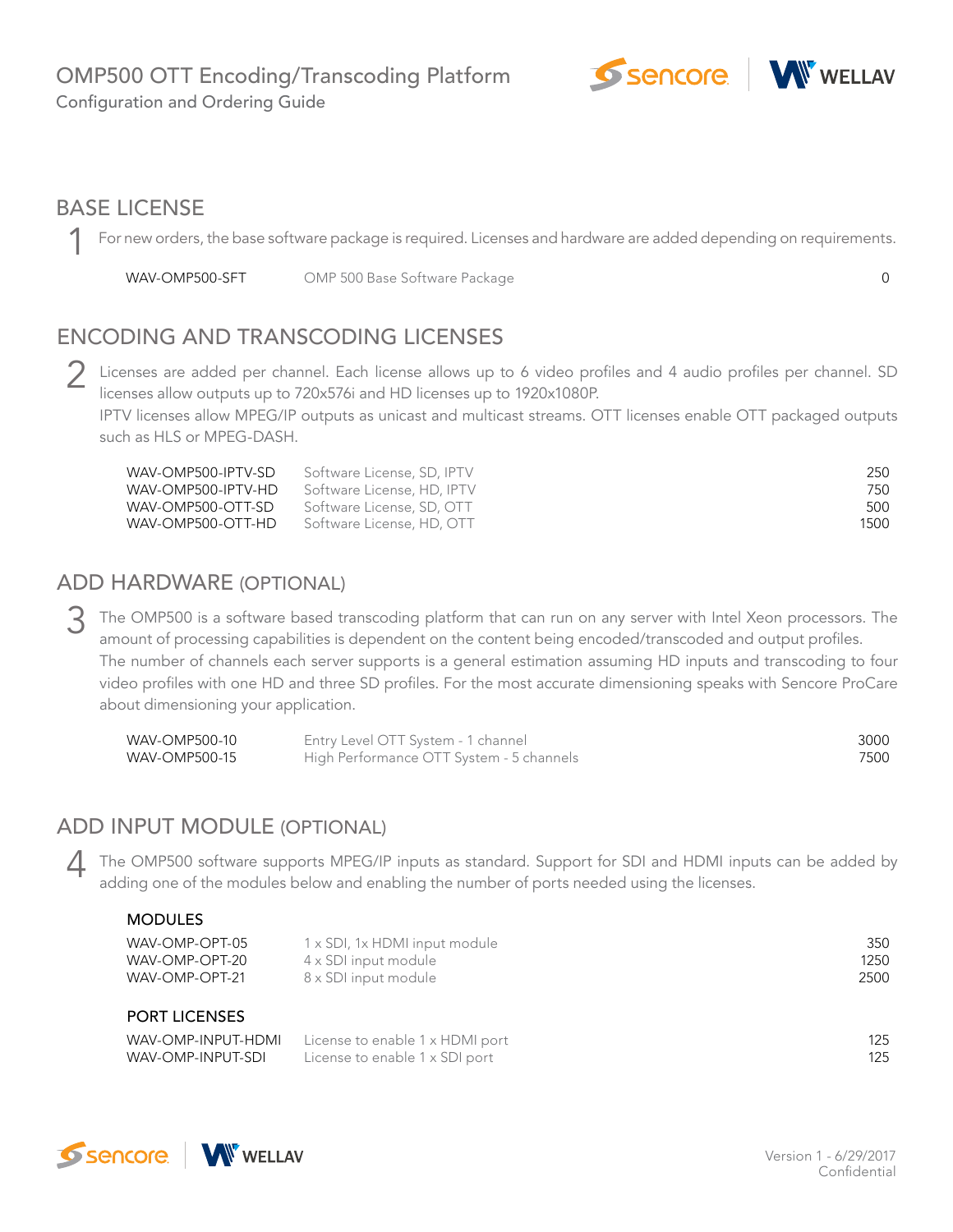# OMP500 OTT Encoding/Transcoding Platform

Configuration and Ordering Guide

## BASE LICENSE

**1** For new orders, the base software package is required. Licenses and hardware are added depending on requirements.

| | | |
|---|---|---|
| WAV-OMP500-SFT | OMP 500 Base Software Package | 0 |

## ENCODING AND TRANSCODING LICENSES

**2** Licenses are added per channel. Each license allows up to 6 video profiles and 4 audio profiles per channel. SD licenses allow outputs up to 720x576i and HD licenses up to 1920x1080P.
IPTV licenses allow MPEG/IP outputs as unicast and multicast streams. OTT licenses enable OTT packaged outputs such as HLS or MPEG-DASH.

| | | |
|---|---|---|
| WAV-OMP500-IPTV-SD | Software License, SD, IPTV | 250 |
| WAV-OMP500-IPTV-HD | Software License, HD, IPTV | 750 |
| WAV-OMP500-OTT-SD | Software License, SD, OTT | 500 |
| WAV-OMP500-OTT-HD | Software License, HD, OTT | 1500 |

## ADD HARDWARE (OPTIONAL)

**3** The OMP500 is a software based transcoding platform that can run on any server with Intel Xeon processors. The amount of processing capabilities is dependent on the content being encoded/transcoded and output profiles.
The number of channels each server supports is a general estimation assuming HD inputs and transcoding to four video profiles with one HD and three SD profiles. For the most accurate dimensioning speaks with Sencore ProCare about dimensioning your application.

| | | |
|---|---|---|
| WAV-OMP500-10 | Entry Level OTT System - 1 channel | 3000 |
| WAV-OMP500-15 | High Performance OTT System - 5 channels | 7500 |

## ADD INPUT MODULE (OPTIONAL)

**4** The OMP500 software supports MPEG/IP inputs as standard. Support for SDI and HDMI inputs can be added by adding one of the modules below and enabling the number of ports needed using the licenses.

### MODULES

| | | |
|---|---|---|
| WAV-OMP-OPT-05 | 1 x SDI, 1x HDMI input module | 350 |
| WAV-OMP-OPT-20 | 4 x SDI input module | 1250 |
| WAV-OMP-OPT-21 | 8 x SDI input module | 2500 |

### PORT LICENSES

| | | |
|---|---|---|
| WAV-OMP-INPUT-HDMI | License to enable 1 x HDMI port | 125 |
| WAV-OMP-INPUT-SDI | License to enable 1 x SDI port | 125 |

Version 1 - 6/29/2017
Confidential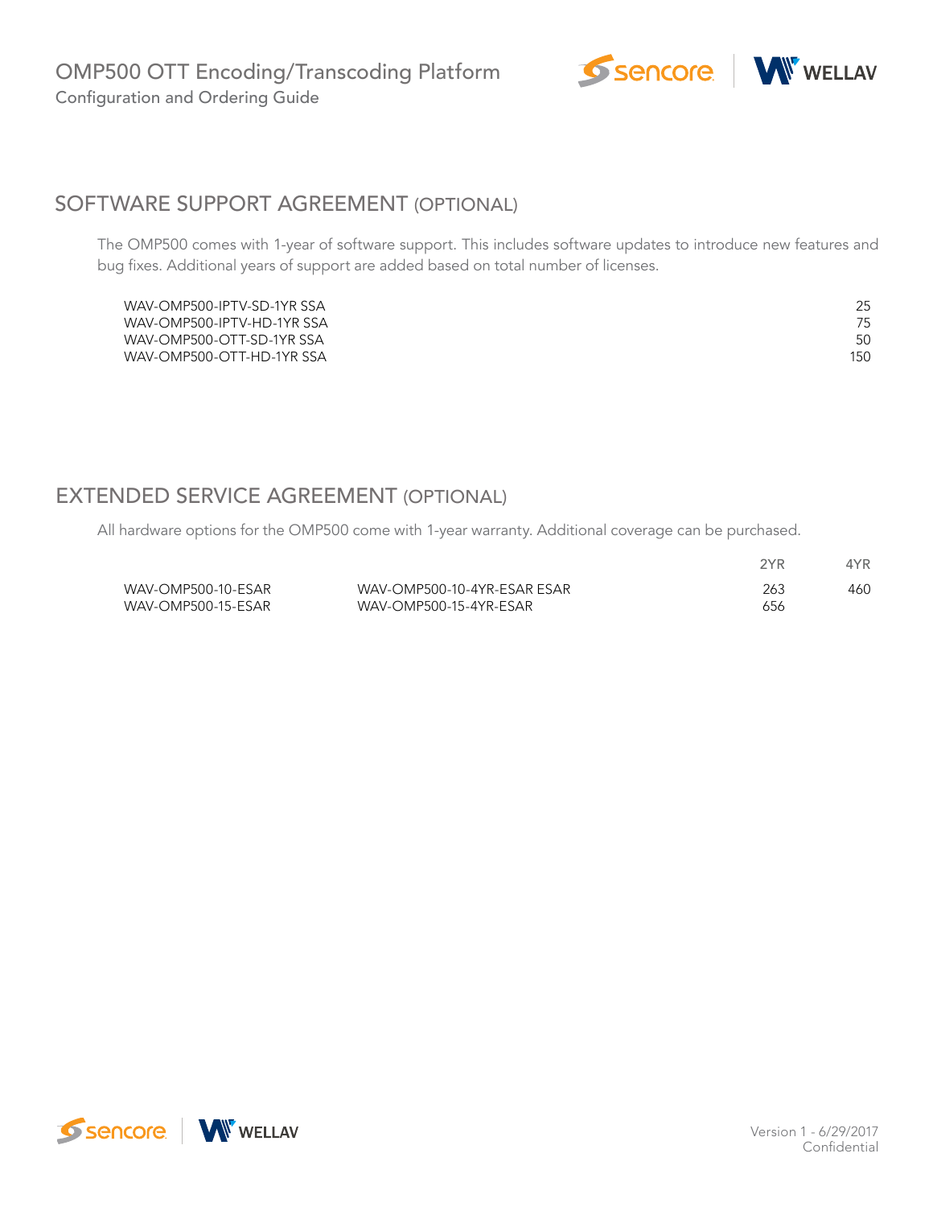## SOFTWARE SUPPORT AGREEMENT (OPTIONAL)

The OMP500 comes with 1-year of software support. This includes software updates to introduce new features and bug fixes. Additional years of support are added based on total number of licenses.

| | |
|---|---|
| WAV-OMP500-IPTV-SD-1YR SSA | 25 |
| WAV-OMP500-IPTV-HD-1YR SSA | 75 |
| WAV-OMP500-OTT-SD-1YR SSA | 50 |
| WAV-OMP500-OTT-HD-1YR SSA | 150 |

## EXTENDED SERVICE AGREEMENT (OPTIONAL)

All hardware options for the OMP500 come with 1-year warranty. Additional coverage can be purchased.

| | | 2YR | 4YR |
|---|---|---|---|
| WAV-OMP500-10-ESAR | WAV-OMP500-10-4YR-ESAR ESAR | 263 | 460 |
| WAV-OMP500-15-ESAR | WAV-OMP500-15-4YR-ESAR | 656 | |

Version 1 - 6/29/2017
Confidential